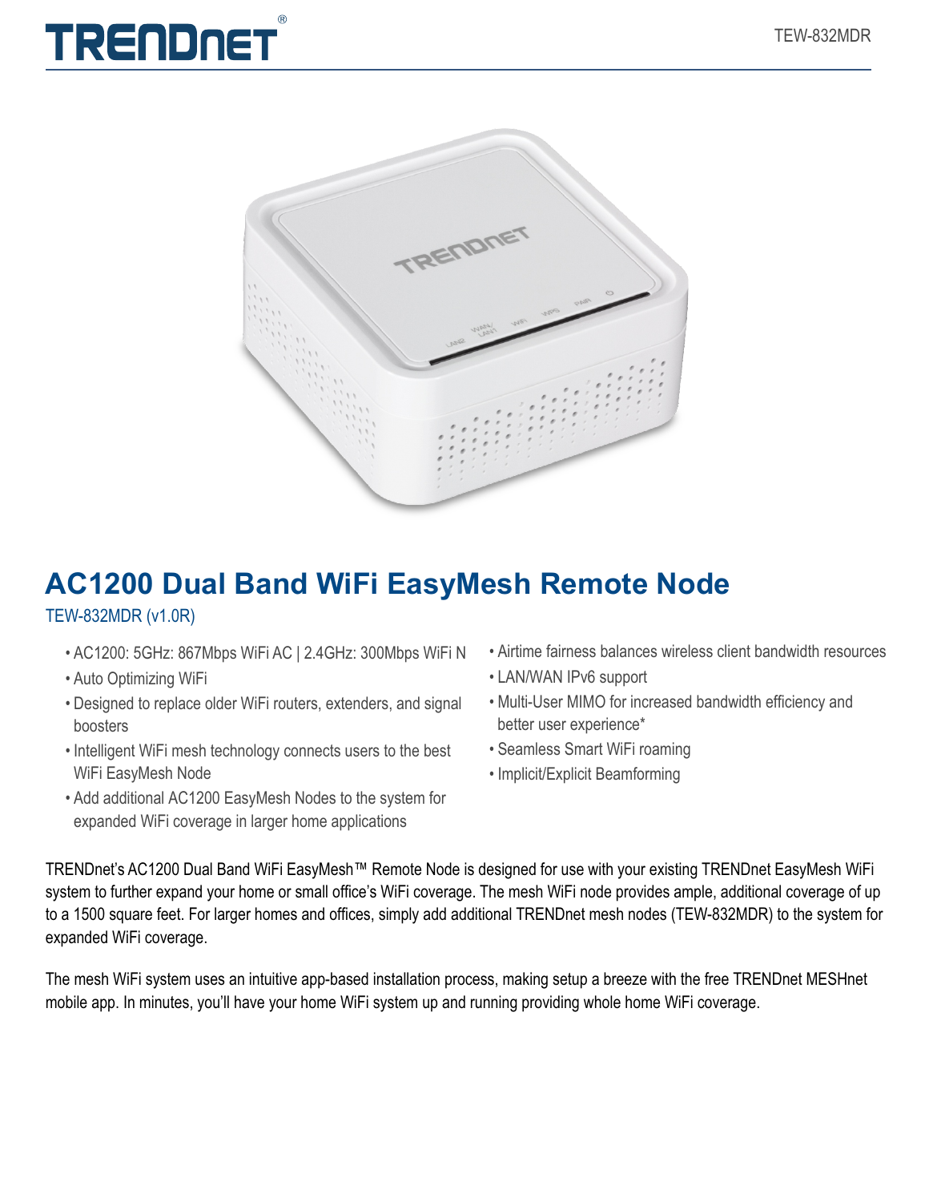# AC1200 Dual Band WiFi EasyMesh Remote Node

TEW-832MDR (v1.0R)

- AC1200: 5GHz: 867Mbps WiFi AC | 2.4GHz: 300Mbps WiFi N
- Auto Optimizing WiFi
- Designed to replace older WiFi routers, extenders, and signal boosters
- Intelligent WiFi mesh technology connects users to the best WiFi EasyMesh Node
- Add additional AC1200 EasyMesh Nodes to the system for expanded WiFi coverage in larger home applications
- Airtime fairness balances wireless client bandwidth resources
- LAN/WAN IPv6 support
- Multi-User MIMO for increased bandwidth efficiency and better user experience*
- Seamless Smart WiFi roaming
- Implicit/Explicit Beamforming

TRENDnet's AC1200 Dual Band WiFi EasyMesh™ Remote Node is designed for use with your existing TRENDnet EasyMesh WiFi system to further expand your home or small office's WiFi coverage. The mesh WiFi node provides ample, additional coverage of up to a 1500 square feet. For larger homes and offices, simply add additional TRENDnet mesh nodes (TEW-832MDR) to the system for expanded WiFi coverage.

The mesh WiFi system uses an intuitive app-based installation process, making setup a breeze with the free TRENDnet MESHnet mobile app. In minutes, you'll have your home WiFi system up and running providing whole home WiFi coverage.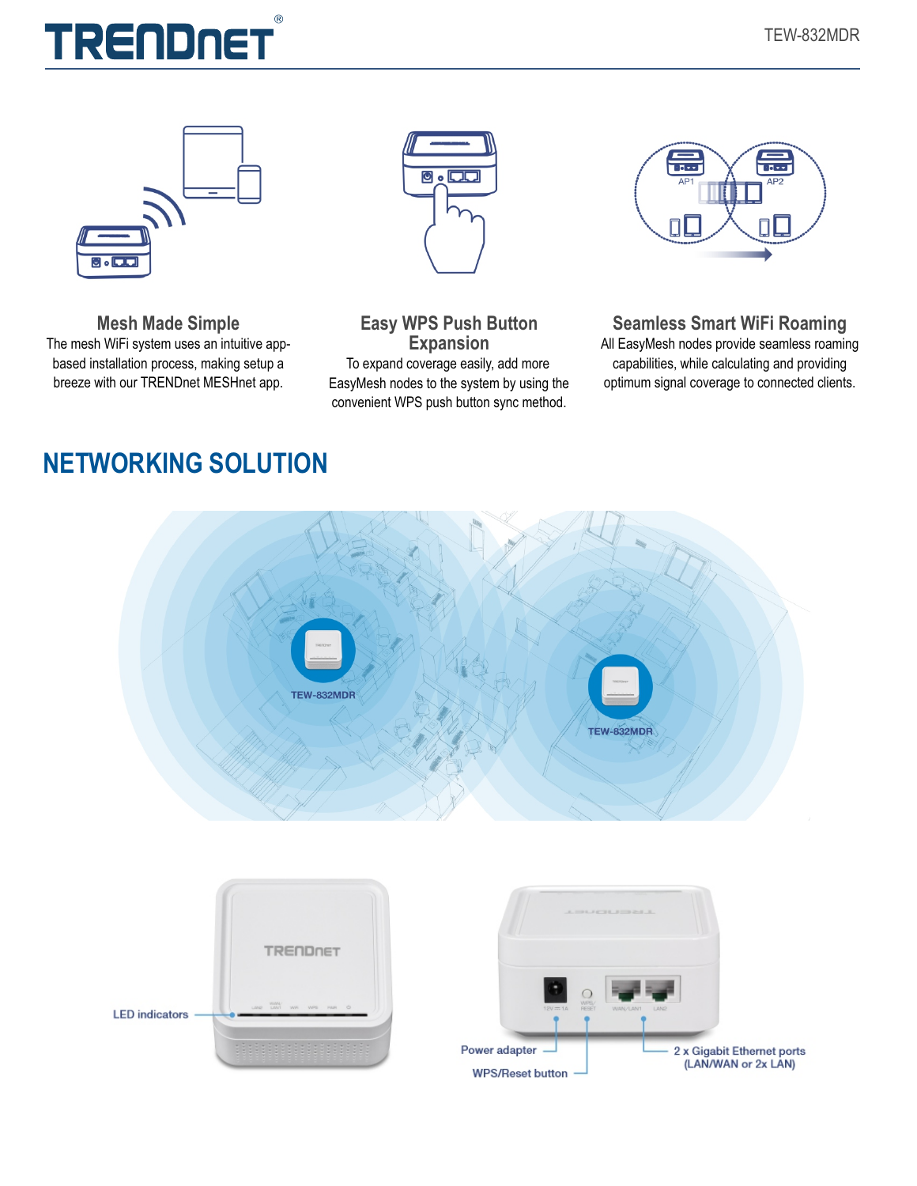### Mesh Made Simple

The mesh WiFi system uses an intuitive app-based installation process, making setup a breeze with our TRENDnet MESHnet app.

### Easy WPS Push Button Expansion

To expand coverage easily, add more EasyMesh nodes to the system by using the convenient WPS push button sync method.

### Seamless Smart WiFi Roaming

All EasyMesh nodes provide seamless roaming capabilities, while calculating and providing optimum signal coverage to connected clients.

## NETWORKING SOLUTION

TEW-832MDR

TEW-832MDR

LED indicators

Power adapter

WPS/Reset button

2 x Gigabit Ethernet ports (LAN/WAN or 2x LAN)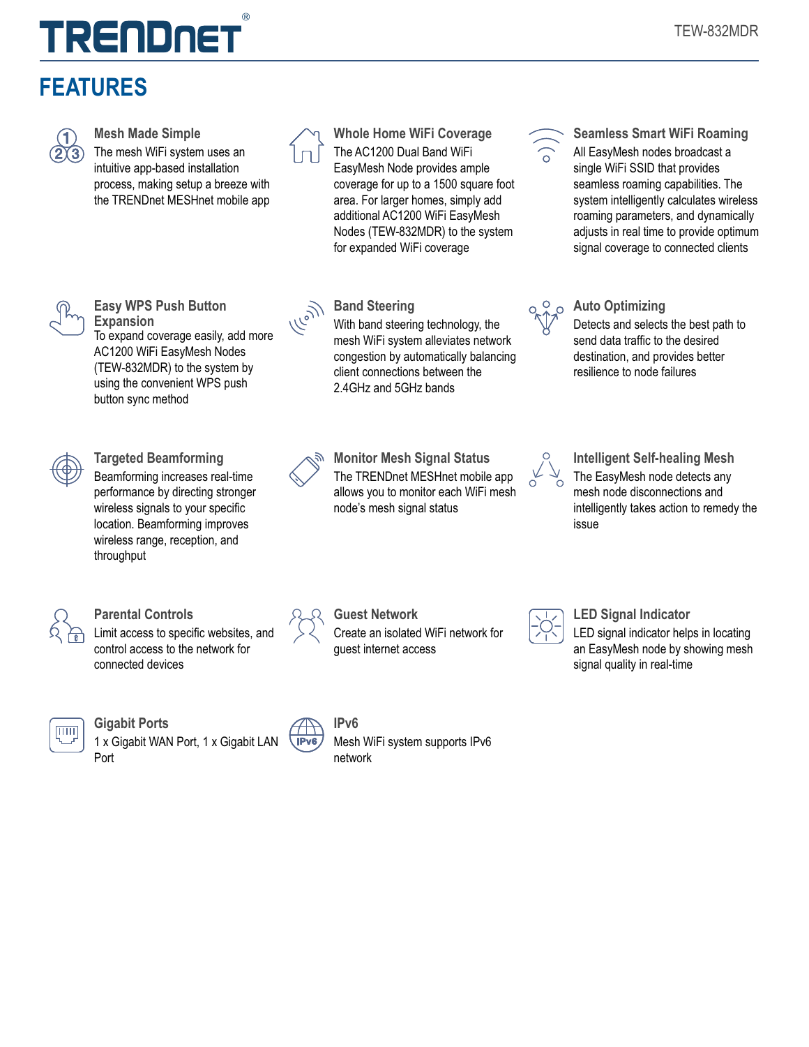# FEATURES

### Mesh Made Simple

The mesh WiFi system uses an intuitive app-based installation process, making setup a breeze with the TRENDnet MESHnet mobile app

### Whole Home WiFi Coverage

The AC1200 Dual Band WiFi EasyMesh Node provides ample coverage for up to a 1500 square foot area. For larger homes, simply add additional AC1200 WiFi EasyMesh Nodes (TEW-832MDR) to the system for expanded WiFi coverage

### Seamless Smart WiFi Roaming

All EasyMesh nodes broadcast a single WiFi SSID that provides seamless roaming capabilities. The system intelligently calculates wireless roaming parameters, and dynamically adjusts in real time to provide optimum signal coverage to connected clients

### Easy WPS Push Button Expansion

To expand coverage easily, add more AC1200 WiFi EasyMesh Nodes (TEW-832MDR) to the system by using the convenient WPS push button sync method

### Band Steering

With band steering technology, the mesh WiFi system alleviates network congestion by automatically balancing client connections between the 2.4GHz and 5GHz bands

### Auto Optimizing

Detects and selects the best path to send data traffic to the desired destination, and provides better resilience to node failures

### Targeted Beamforming

Beamforming increases real-time performance by directing stronger wireless signals to your specific location. Beamforming improves wireless range, reception, and throughput

### Monitor Mesh Signal Status

The TRENDnet MESHnet mobile app allows you to monitor each WiFi mesh node's mesh signal status

### Intelligent Self-healing Mesh

The EasyMesh node detects any mesh node disconnections and intelligently takes action to remedy the issue

### Parental Controls

Limit access to specific websites, and control access to the network for connected devices

### Guest Network

Create an isolated WiFi network for guest internet access

### LED Signal Indicator

LED signal indicator helps in locating an EasyMesh node by showing mesh signal quality in real-time

### Gigabit Ports

1 x Gigabit WAN Port, 1 x Gigabit LAN Port

### IPv6

Mesh WiFi system supports IPv6 network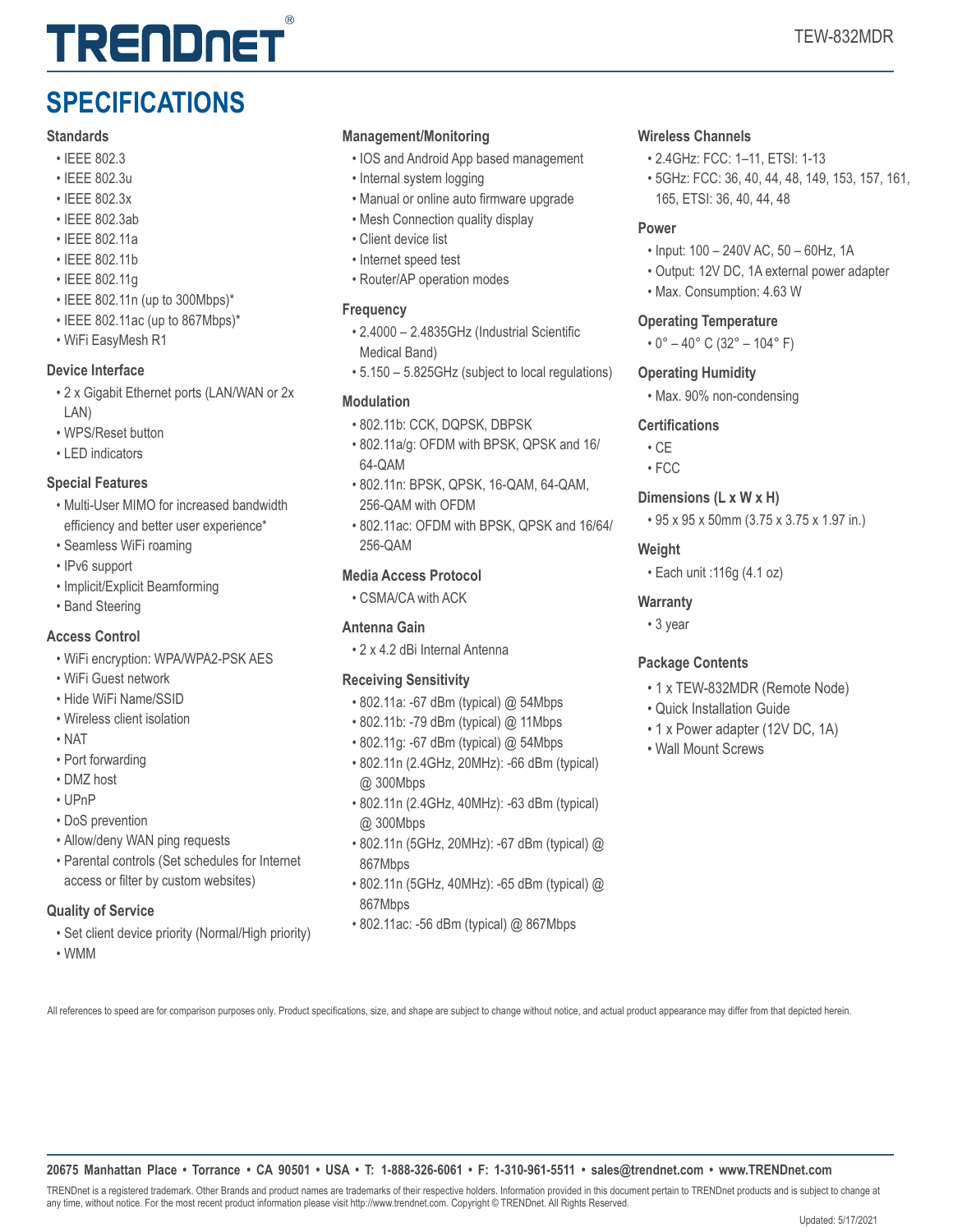# SPECIFICATIONS

### Standards

- IEEE 802.3
- IEEE 802.3u
- IEEE 802.3x
- IEEE 802.3ab
- IEEE 802.11a
- IEEE 802.11b
- IEEE 802.11g
- IEEE 802.11n (up to 300Mbps)*
- IEEE 802.11ac (up to 867Mbps)*
- WiFi EasyMesh R1

### Device Interface

- 2 x Gigabit Ethernet ports (LAN/WAN or 2x LAN)
- WPS/Reset button
- LED indicators

### Special Features

- Multi-User MIMO for increased bandwidth efficiency and better user experience*
- Seamless WiFi roaming
- IPv6 support
- Implicit/Explicit Beamforming
- Band Steering

### Access Control

- WiFi encryption: WPA/WPA2-PSK AES
- WiFi Guest network
- Hide WiFi Name/SSID
- Wireless client isolation
- NAT
- Port forwarding
- DMZ host
- UPnP
- DoS prevention
- Allow/deny WAN ping requests
- Parental controls (Set schedules for Internet access or filter by custom websites)

### Quality of Service

- Set client device priority (Normal/High priority)
- WMM

### Management/Monitoring

- IOS and Android App based management
- Internal system logging
- Manual or online auto firmware upgrade
- Mesh Connection quality display
- Client device list
- Internet speed test
- Router/AP operation modes

### Frequency

- 2.4000 – 2.4835GHz (Industrial Scientific Medical Band)
- 5.150 – 5.825GHz (subject to local regulations)

### Modulation

- 802.11b: CCK, DQPSK, DBPSK
- 802.11a/g: OFDM with BPSK, QPSK and 16/64-QAM
- 802.11n: BPSK, QPSK, 16-QAM, 64-QAM, 256-QAM with OFDM
- 802.11ac: OFDM with BPSK, QPSK and 16/64/256-QAM

### Media Access Protocol

- CSMA/CA with ACK

### Antenna Gain

- 2 x 4.2 dBi Internal Antenna

### Receiving Sensitivity

- 802.11a: -67 dBm (typical) @ 54Mbps
- 802.11b: -79 dBm (typical) @ 11Mbps
- 802.11g: -67 dBm (typical) @ 54Mbps
- 802.11n (2.4GHz, 20MHz): -66 dBm (typical) @ 300Mbps
- 802.11n (2.4GHz, 40MHz): -63 dBm (typical) @ 300Mbps
- 802.11n (5GHz, 20MHz): -67 dBm (typical) @ 867Mbps
- 802.11n (5GHz, 40MHz): -65 dBm (typical) @ 867Mbps
- 802.11ac: -56 dBm (typical) @ 867Mbps

### Wireless Channels

- 2.4GHz: FCC: 1–11, ETSI: 1-13
- 5GHz: FCC: 36, 40, 44, 48, 149, 153, 157, 161, 165, ETSI: 36, 40, 44, 48

### Power

- Input: 100 – 240V AC, 50 – 60Hz, 1A
- Output: 12V DC, 1A external power adapter
- Max. Consumption: 4.63 W

### Operating Temperature

- 0° – 40° C (32° – 104° F)

### Operating Humidity

- Max. 90% non-condensing

### Certifications

- CE
- FCC

### Dimensions (L x W x H)

- 95 x 95 x 50mm (3.75 x 3.75 x 1.97 in.)

### Weight

- Each unit :116g (4.1 oz)

### Warranty

- 3 year

### Package Contents

- 1 x TEW-832MDR (Remote Node)
- Quick Installation Guide
- 1 x Power adapter (12V DC, 1A)
- Wall Mount Screws

All references to speed are for comparison purposes only. Product specifications, size, and shape are subject to change without notice, and actual product appearance may differ from that depicted herein.

**20675 Manhattan Place • Torrance • CA 90501 • USA • T: 1-888-326-6061 • F: 1-310-961-5511 • sales@trendnet.com • www.TRENDnet.com**

TRENDnet is a registered trademark. Other Brands and product names are trademarks of their respective holders. Information provided in this document pertain to TRENDnet products and is subject to change at any time, without notice. For the most recent product information please visit http://www.trendnet.com. Copyright © TRENDnet. All Rights Reserved.

Updated: 5/17/2021